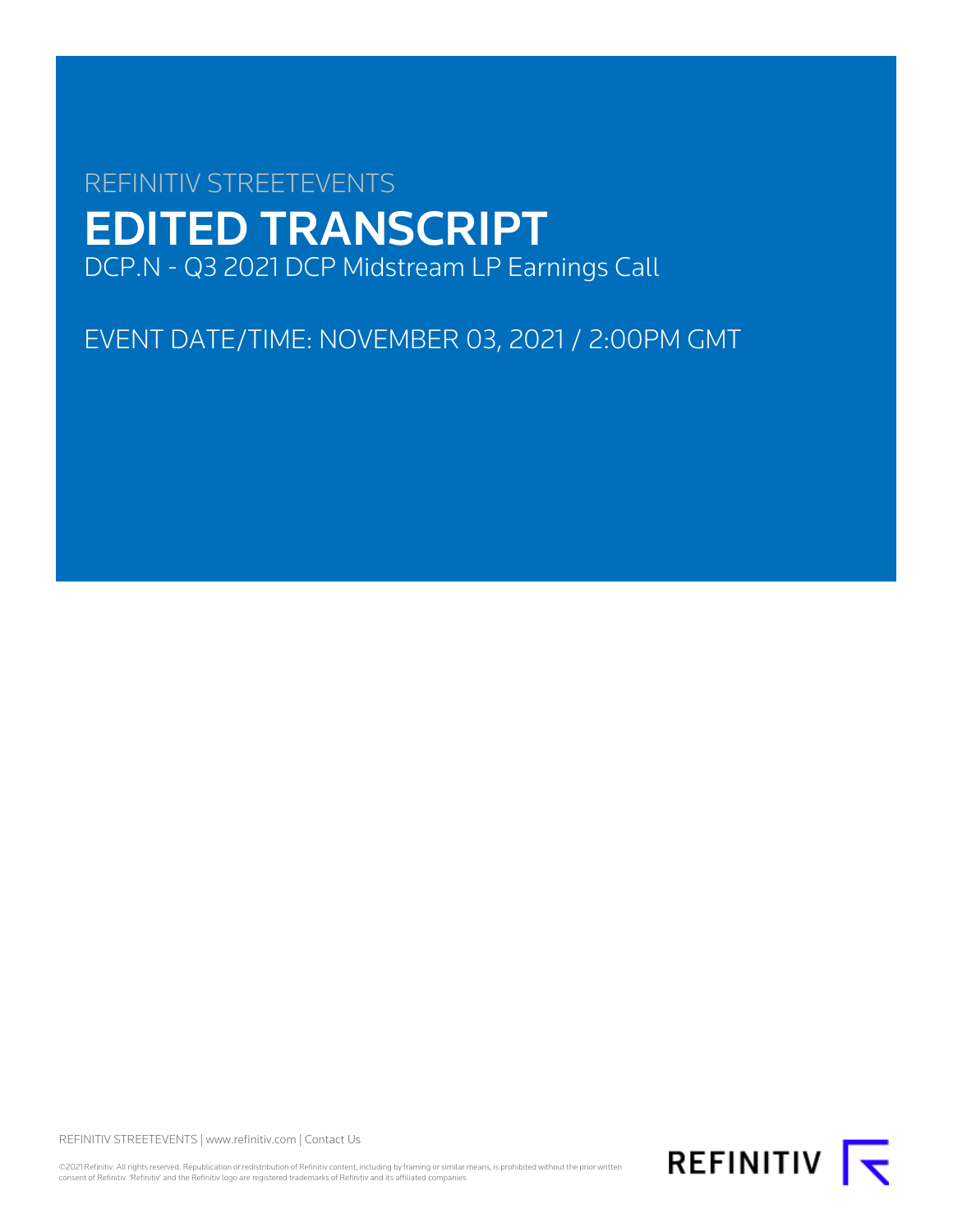REFINITIV STREETEVENTS

# EDITED TRANSCRIPT

DCP.N - Q3 2021 DCP Midstream LP Earnings Call

EVENT DATE/TIME: NOVEMBER 03, 2021 / 2:00PM GMT

REFINITIV STREETEVENTS | www.refinitiv.com | Contact Us

©2021 Refinitiv. All rights reserved. Republication or redistribution of Refinitiv content, including by framing or similar means, is prohibited without the prior written consent of Refinitiv. 'Refinitiv' and the Refinitiv logo are registered trademarks of Refinitiv and its affiliated companies.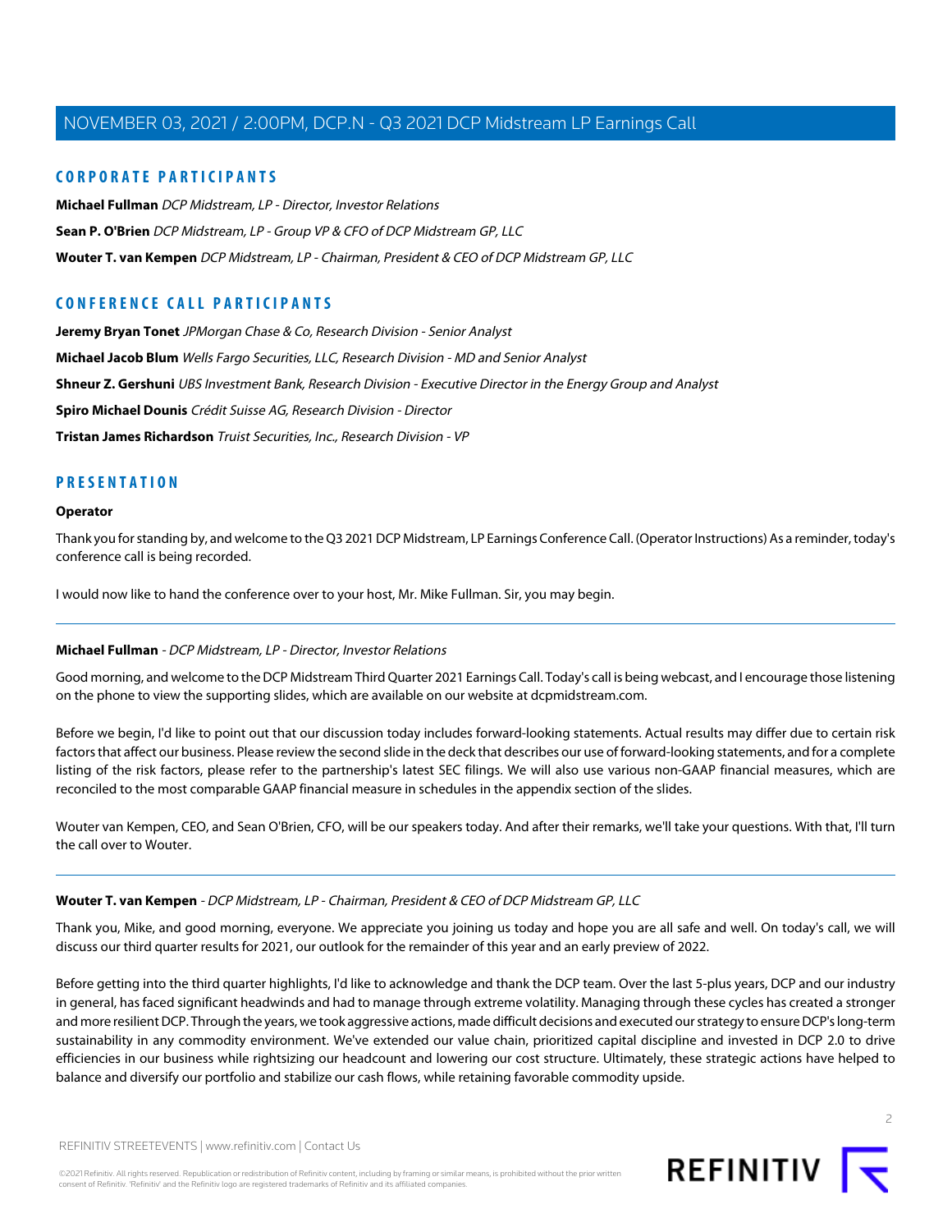## CORPORATE PARTICIPANTS

**Michael Fullman** *DCP Midstream, LP - Director, Investor Relations*

**Sean P. O'Brien** *DCP Midstream, LP - Group VP & CFO of DCP Midstream GP, LLC*

**Wouter T. van Kempen** *DCP Midstream, LP - Chairman, President & CEO of DCP Midstream GP, LLC*

## CONFERENCE CALL PARTICIPANTS

**Jeremy Bryan Tonet** *JPMorgan Chase & Co, Research Division - Senior Analyst*

**Michael Jacob Blum** *Wells Fargo Securities, LLC, Research Division - MD and Senior Analyst*

**Shneur Z. Gershuni** *UBS Investment Bank, Research Division - Executive Director in the Energy Group and Analyst*

**Spiro Michael Dounis** *Crédit Suisse AG, Research Division - Director*

**Tristan James Richardson** *Truist Securities, Inc., Research Division - VP*

## PRESENTATION

**Operator**

Thank you for standing by, and welcome to the Q3 2021 DCP Midstream, LP Earnings Conference Call. (Operator Instructions) As a reminder, today's conference call is being recorded.

I would now like to hand the conference over to your host, Mr. Mike Fullman. Sir, you may begin.

---

**Michael Fullman** - *DCP Midstream, LP - Director, Investor Relations*

Good morning, and welcome to the DCP Midstream Third Quarter 2021 Earnings Call. Today's call is being webcast, and I encourage those listening on the phone to view the supporting slides, which are available on our website at dcpmidstream.com.

Before we begin, I'd like to point out that our discussion today includes forward-looking statements. Actual results may differ due to certain risk factors that affect our business. Please review the second slide in the deck that describes our use of forward-looking statements, and for a complete listing of the risk factors, please refer to the partnership's latest SEC filings. We will also use various non-GAAP financial measures, which are reconciled to the most comparable GAAP financial measure in schedules in the appendix section of the slides.

Wouter van Kempen, CEO, and Sean O'Brien, CFO, will be our speakers today. And after their remarks, we'll take your questions. With that, I'll turn the call over to Wouter.

---

**Wouter T. van Kempen** - *DCP Midstream, LP - Chairman, President & CEO of DCP Midstream GP, LLC*

Thank you, Mike, and good morning, everyone. We appreciate you joining us today and hope you are all safe and well. On today's call, we will discuss our third quarter results for 2021, our outlook for the remainder of this year and an early preview of 2022.

Before getting into the third quarter highlights, I'd like to acknowledge and thank the DCP team. Over the last 5-plus years, DCP and our industry in general, has faced significant headwinds and had to manage through extreme volatility. Managing through these cycles has created a stronger and more resilient DCP. Through the years, we took aggressive actions, made difficult decisions and executed our strategy to ensure DCP's long-term sustainability in any commodity environment. We've extended our value chain, prioritized capital discipline and invested in DCP 2.0 to drive efficiencies in our business while rightsizing our headcount and lowering our cost structure. Ultimately, these strategic actions have helped to balance and diversify our portfolio and stabilize our cash flows, while retaining favorable commodity upside.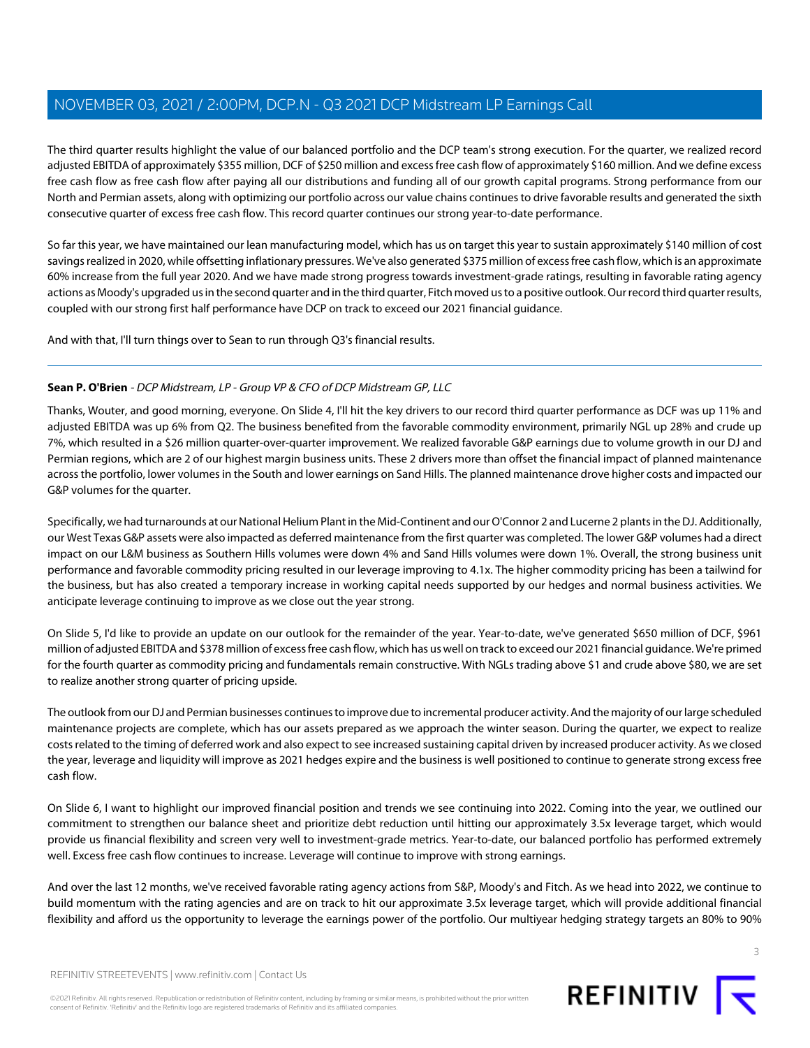The third quarter results highlight the value of our balanced portfolio and the DCP team's strong execution. For the quarter, we realized record adjusted EBITDA of approximately $355 million, DCF of $250 million and excess free cash flow of approximately $160 million. And we define excess free cash flow as free cash flow after paying all our distributions and funding all of our growth capital programs. Strong performance from our North and Permian assets, along with optimizing our portfolio across our value chains continues to drive favorable results and generated the sixth consecutive quarter of excess free cash flow. This record quarter continues our strong year-to-date performance.

So far this year, we have maintained our lean manufacturing model, which has us on target this year to sustain approximately $140 million of cost savings realized in 2020, while offsetting inflationary pressures. We've also generated $375 million of excess free cash flow, which is an approximate 60% increase from the full year 2020. And we have made strong progress towards investment-grade ratings, resulting in favorable rating agency actions as Moody's upgraded us in the second quarter and in the third quarter, Fitch moved us to a positive outlook. Our record third quarter results, coupled with our strong first half performance have DCP on track to exceed our 2021 financial guidance.

And with that, I'll turn things over to Sean to run through Q3's financial results.

---

**Sean P. O'Brien** - *DCP Midstream, LP - Group VP & CFO of DCP Midstream GP, LLC*

Thanks, Wouter, and good morning, everyone. On Slide 4, I'll hit the key drivers to our record third quarter performance as DCF was up 11% and adjusted EBITDA was up 6% from Q2. The business benefited from the favorable commodity environment, primarily NGL up 28% and crude up 7%, which resulted in a $26 million quarter-over-quarter improvement. We realized favorable G&P earnings due to volume growth in our DJ and Permian regions, which are 2 of our highest margin business units. These 2 drivers more than offset the financial impact of planned maintenance across the portfolio, lower volumes in the South and lower earnings on Sand Hills. The planned maintenance drove higher costs and impacted our G&P volumes for the quarter.

Specifically, we had turnarounds at our National Helium Plant in the Mid-Continent and our O'Connor 2 and Lucerne 2 plants in the DJ. Additionally, our West Texas G&P assets were also impacted as deferred maintenance from the first quarter was completed. The lower G&P volumes had a direct impact on our L&M business as Southern Hills volumes were down 4% and Sand Hills volumes were down 1%. Overall, the strong business unit performance and favorable commodity pricing resulted in our leverage improving to 4.1x. The higher commodity pricing has been a tailwind for the business, but has also created a temporary increase in working capital needs supported by our hedges and normal business activities. We anticipate leverage continuing to improve as we close out the year strong.

On Slide 5, I'd like to provide an update on our outlook for the remainder of the year. Year-to-date, we've generated $650 million of DCF, $961 million of adjusted EBITDA and $378 million of excess free cash flow, which has us well on track to exceed our 2021 financial guidance. We're primed for the fourth quarter as commodity pricing and fundamentals remain constructive. With NGLs trading above $1 and crude above $80, we are set to realize another strong quarter of pricing upside.

The outlook from our DJ and Permian businesses continues to improve due to incremental producer activity. And the majority of our large scheduled maintenance projects are complete, which has our assets prepared as we approach the winter season. During the quarter, we expect to realize costs related to the timing of deferred work and also expect to see increased sustaining capital driven by increased producer activity. As we closed the year, leverage and liquidity will improve as 2021 hedges expire and the business is well positioned to continue to generate strong excess free cash flow.

On Slide 6, I want to highlight our improved financial position and trends we see continuing into 2022. Coming into the year, we outlined our commitment to strengthen our balance sheet and prioritize debt reduction until hitting our approximately 3.5x leverage target, which would provide us financial flexibility and screen very well to investment-grade metrics. Year-to-date, our balanced portfolio has performed extremely well. Excess free cash flow continues to increase. Leverage will continue to improve with strong earnings.

And over the last 12 months, we've received favorable rating agency actions from S&P, Moody's and Fitch. As we head into 2022, we continue to build momentum with the rating agencies and are on track to hit our approximate 3.5x leverage target, which will provide additional financial flexibility and afford us the opportunity to leverage the earnings power of the portfolio. Our multiyear hedging strategy targets an 80% to 90%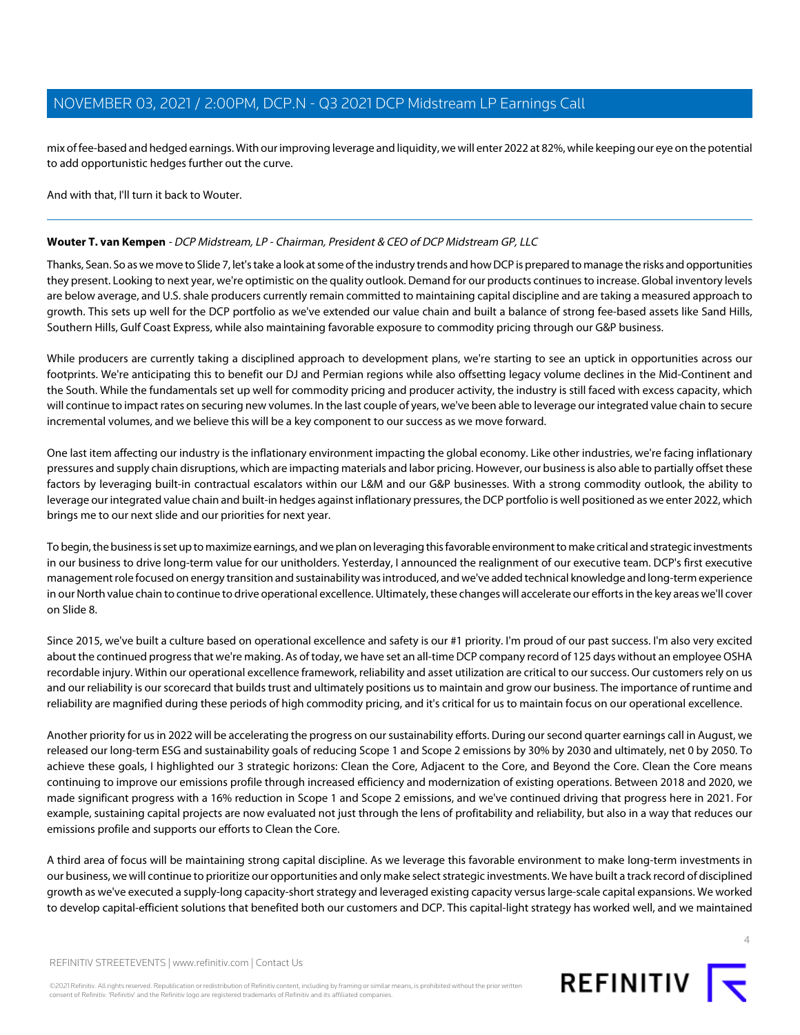mix of fee-based and hedged earnings. With our improving leverage and liquidity, we will enter 2022 at 82%, while keeping our eye on the potential to add opportunistic hedges further out the curve.

And with that, I'll turn it back to Wouter.

---

**Wouter T. van Kempen** - *DCP Midstream, LP - Chairman, President & CEO of DCP Midstream GP, LLC*

Thanks, Sean. So as we move to Slide 7, let's take a look at some of the industry trends and how DCP is prepared to manage the risks and opportunities they present. Looking to next year, we're optimistic on the quality outlook. Demand for our products continues to increase. Global inventory levels are below average, and U.S. shale producers currently remain committed to maintaining capital discipline and are taking a measured approach to growth. This sets up well for the DCP portfolio as we've extended our value chain and built a balance of strong fee-based assets like Sand Hills, Southern Hills, Gulf Coast Express, while also maintaining favorable exposure to commodity pricing through our G&P business.

While producers are currently taking a disciplined approach to development plans, we're starting to see an uptick in opportunities across our footprints. We're anticipating this to benefit our DJ and Permian regions while also offsetting legacy volume declines in the Mid-Continent and the South. While the fundamentals set up well for commodity pricing and producer activity, the industry is still faced with excess capacity, which will continue to impact rates on securing new volumes. In the last couple of years, we've been able to leverage our integrated value chain to secure incremental volumes, and we believe this will be a key component to our success as we move forward.

One last item affecting our industry is the inflationary environment impacting the global economy. Like other industries, we're facing inflationary pressures and supply chain disruptions, which are impacting materials and labor pricing. However, our business is also able to partially offset these factors by leveraging built-in contractual escalators within our L&M and our G&P businesses. With a strong commodity outlook, the ability to leverage our integrated value chain and built-in hedges against inflationary pressures, the DCP portfolio is well positioned as we enter 2022, which brings me to our next slide and our priorities for next year.

To begin, the business is set up to maximize earnings, and we plan on leveraging this favorable environment to make critical and strategic investments in our business to drive long-term value for our unitholders. Yesterday, I announced the realignment of our executive team. DCP's first executive management role focused on energy transition and sustainability was introduced, and we've added technical knowledge and long-term experience in our North value chain to continue to drive operational excellence. Ultimately, these changes will accelerate our efforts in the key areas we'll cover on Slide 8.

Since 2015, we've built a culture based on operational excellence and safety is our #1 priority. I'm proud of our past success. I'm also very excited about the continued progress that we're making. As of today, we have set an all-time DCP company record of 125 days without an employee OSHA recordable injury. Within our operational excellence framework, reliability and asset utilization are critical to our success. Our customers rely on us and our reliability is our scorecard that builds trust and ultimately positions us to maintain and grow our business. The importance of runtime and reliability are magnified during these periods of high commodity pricing, and it's critical for us to maintain focus on our operational excellence.

Another priority for us in 2022 will be accelerating the progress on our sustainability efforts. During our second quarter earnings call in August, we released our long-term ESG and sustainability goals of reducing Scope 1 and Scope 2 emissions by 30% by 2030 and ultimately, net 0 by 2050. To achieve these goals, I highlighted our 3 strategic horizons: Clean the Core, Adjacent to the Core, and Beyond the Core. Clean the Core means continuing to improve our emissions profile through increased efficiency and modernization of existing operations. Between 2018 and 2020, we made significant progress with a 16% reduction in Scope 1 and Scope 2 emissions, and we've continued driving that progress here in 2021. For example, sustaining capital projects are now evaluated not just through the lens of profitability and reliability, but also in a way that reduces our emissions profile and supports our efforts to Clean the Core.

A third area of focus will be maintaining strong capital discipline. As we leverage this favorable environment to make long-term investments in our business, we will continue to prioritize our opportunities and only make select strategic investments. We have built a track record of disciplined growth as we've executed a supply-long capacity-short strategy and leveraged existing capacity versus large-scale capital expansions. We worked to develop capital-efficient solutions that benefited both our customers and DCP. This capital-light strategy has worked well, and we maintained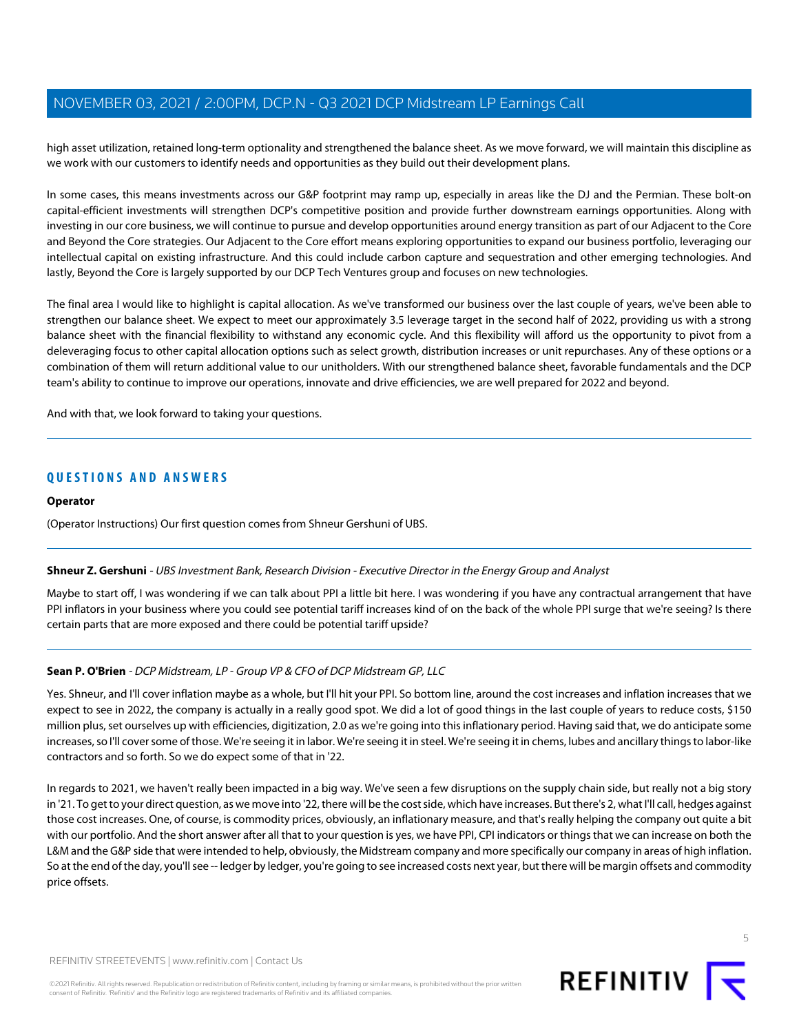high asset utilization, retained long-term optionality and strengthened the balance sheet. As we move forward, we will maintain this discipline as we work with our customers to identify needs and opportunities as they build out their development plans.

In some cases, this means investments across our G&P footprint may ramp up, especially in areas like the DJ and the Permian. These bolt-on capital-efficient investments will strengthen DCP's competitive position and provide further downstream earnings opportunities. Along with investing in our core business, we will continue to pursue and develop opportunities around energy transition as part of our Adjacent to the Core and Beyond the Core strategies. Our Adjacent to the Core effort means exploring opportunities to expand our business portfolio, leveraging our intellectual capital on existing infrastructure. And this could include carbon capture and sequestration and other emerging technologies. And lastly, Beyond the Core is largely supported by our DCP Tech Ventures group and focuses on new technologies.

The final area I would like to highlight is capital allocation. As we've transformed our business over the last couple of years, we've been able to strengthen our balance sheet. We expect to meet our approximately 3.5 leverage target in the second half of 2022, providing us with a strong balance sheet with the financial flexibility to withstand any economic cycle. And this flexibility will afford us the opportunity to pivot from a deleveraging focus to other capital allocation options such as select growth, distribution increases or unit repurchases. Any of these options or a combination of them will return additional value to our unitholders. With our strengthened balance sheet, favorable fundamentals and the DCP team's ability to continue to improve our operations, innovate and drive efficiencies, we are well prepared for 2022 and beyond.

And with that, we look forward to taking your questions.

---

## QUESTIONS AND ANSWERS

**Operator**

(Operator Instructions) Our first question comes from Shneur Gershuni of UBS.

---

**Shneur Z. Gershuni** - *UBS Investment Bank, Research Division - Executive Director in the Energy Group and Analyst*

Maybe to start off, I was wondering if we can talk about PPI a little bit here. I was wondering if you have any contractual arrangement that have PPI inflators in your business where you could see potential tariff increases kind of on the back of the whole PPI surge that we're seeing? Is there certain parts that are more exposed and there could be potential tariff upside?

---

**Sean P. O'Brien** - *DCP Midstream, LP - Group VP & CFO of DCP Midstream GP, LLC*

Yes. Shneur, and I'll cover inflation maybe as a whole, but I'll hit your PPI. So bottom line, around the cost increases and inflation increases that we expect to see in 2022, the company is actually in a really good spot. We did a lot of good things in the last couple of years to reduce costs, $150 million plus, set ourselves up with efficiencies, digitization, 2.0 as we're going into this inflationary period. Having said that, we do anticipate some increases, so I'll cover some of those. We're seeing it in labor. We're seeing it in steel. We're seeing it in chems, lubes and ancillary things to labor-like contractors and so forth. So we do expect some of that in '22.

In regards to 2021, we haven't really been impacted in a big way. We've seen a few disruptions on the supply chain side, but really not a big story in '21. To get to your direct question, as we move into '22, there will be the cost side, which have increases. But there's 2, what I'll call, hedges against those cost increases. One, of course, is commodity prices, obviously, an inflationary measure, and that's really helping the company out quite a bit with our portfolio. And the short answer after all that to your question is yes, we have PPI, CPI indicators or things that we can increase on both the L&M and the G&P side that were intended to help, obviously, the Midstream company and more specifically our company in areas of high inflation. So at the end of the day, you'll see -- ledger by ledger, you're going to see increased costs next year, but there will be margin offsets and commodity price offsets.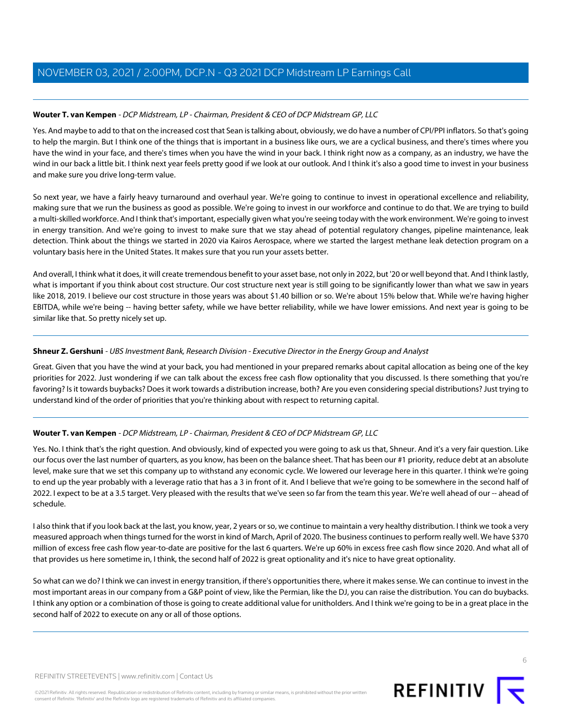**Wouter T. van Kempen** - *DCP Midstream, LP - Chairman, President & CEO of DCP Midstream GP, LLC*

Yes. And maybe to add to that on the increased cost that Sean is talking about, obviously, we do have a number of CPI/PPI inflators. So that's going to help the margin. But I think one of the things that is important in a business like ours, we are a cyclical business, and there's times where you have the wind in your face, and there's times when you have the wind in your back. I think right now as a company, as an industry, we have the wind in our back a little bit. I think next year feels pretty good if we look at our outlook. And I think it's also a good time to invest in your business and make sure you drive long-term value.

So next year, we have a fairly heavy turnaround and overhaul year. We're going to continue to invest in operational excellence and reliability, making sure that we run the business as good as possible. We're going to invest in our workforce and continue to do that. We are trying to build a multi-skilled workforce. And I think that's important, especially given what you're seeing today with the work environment. We're going to invest in energy transition. And we're going to invest to make sure that we stay ahead of potential regulatory changes, pipeline maintenance, leak detection. Think about the things we started in 2020 via Kairos Aerospace, where we started the largest methane leak detection program on a voluntary basis here in the United States. It makes sure that you run your assets better.

And overall, I think what it does, it will create tremendous benefit to your asset base, not only in 2022, but '20 or well beyond that. And I think lastly, what is important if you think about cost structure. Our cost structure next year is still going to be significantly lower than what we saw in years like 2018, 2019. I believe our cost structure in those years was about $1.40 billion or so. We're about 15% below that. While we're having higher EBITDA, while we're being -- having better safety, while we have better reliability, while we have lower emissions. And next year is going to be similar like that. So pretty nicely set up.

---

**Shneur Z. Gershuni** - *UBS Investment Bank, Research Division - Executive Director in the Energy Group and Analyst*

Great. Given that you have the wind at your back, you had mentioned in your prepared remarks about capital allocation as being one of the key priorities for 2022. Just wondering if we can talk about the excess free cash flow optionality that you discussed. Is there something that you're favoring? Is it towards buybacks? Does it work towards a distribution increase, both? Are you even considering special distributions? Just trying to understand kind of the order of priorities that you're thinking about with respect to returning capital.

---

**Wouter T. van Kempen** - *DCP Midstream, LP - Chairman, President & CEO of DCP Midstream GP, LLC*

Yes. No. I think that's the right question. And obviously, kind of expected you were going to ask us that, Shneur. And it's a very fair question. Like our focus over the last number of quarters, as you know, has been on the balance sheet. That has been our #1 priority, reduce debt at an absolute level, make sure that we set this company up to withstand any economic cycle. We lowered our leverage here in this quarter. I think we're going to end up the year probably with a leverage ratio that has a 3 in front of it. And I believe that we're going to be somewhere in the second half of 2022. I expect to be at a 3.5 target. Very pleased with the results that we've seen so far from the team this year. We're well ahead of our -- ahead of schedule.

I also think that if you look back at the last, you know, year, 2 years or so, we continue to maintain a very healthy distribution. I think we took a very measured approach when things turned for the worst in kind of March, April of 2020. The business continues to perform really well. We have $370 million of excess free cash flow year-to-date are positive for the last 6 quarters. We're up 60% in excess free cash flow since 2020. And what all of that provides us here sometime in, I think, the second half of 2022 is great optionality and it's nice to have great optionality.

So what can we do? I think we can invest in energy transition, if there's opportunities there, where it makes sense. We can continue to invest in the most important areas in our company from a G&P point of view, like the Permian, like the DJ, you can raise the distribution. You can do buybacks. I think any option or a combination of those is going to create additional value for unitholders. And I think we're going to be in a great place in the second half of 2022 to execute on any or all of those options.

---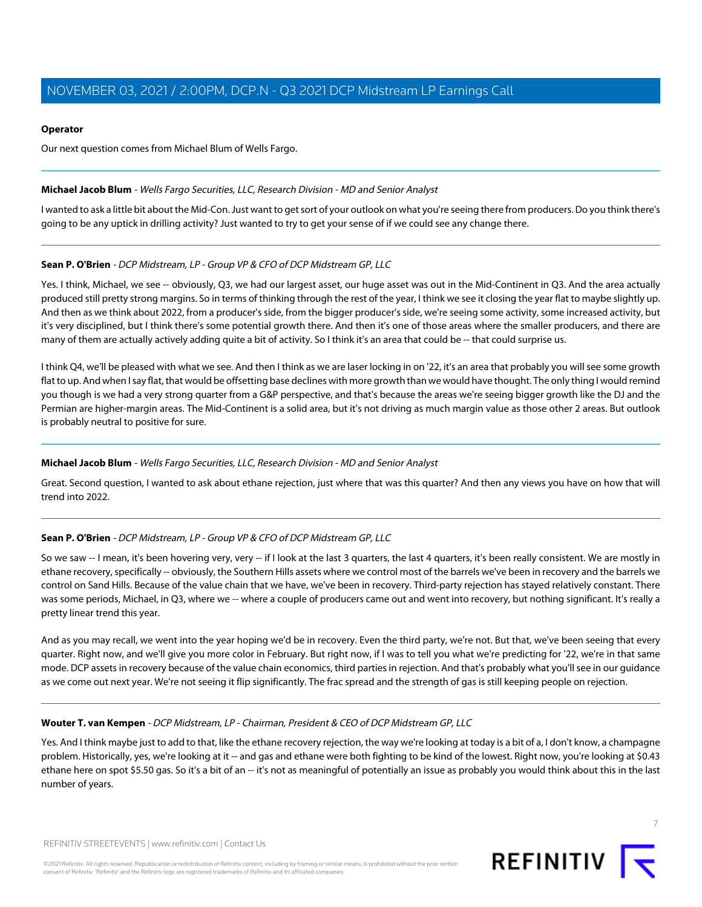**Operator**

Our next question comes from Michael Blum of Wells Fargo.

---

**Michael Jacob Blum** - *Wells Fargo Securities, LLC, Research Division - MD and Senior Analyst*

I wanted to ask a little bit about the Mid-Con. Just want to get sort of your outlook on what you're seeing there from producers. Do you think there's going to be any uptick in drilling activity? Just wanted to try to get your sense of if we could see any change there.

---

**Sean P. O'Brien** - *DCP Midstream, LP - Group VP & CFO of DCP Midstream GP, LLC*

Yes. I think, Michael, we see -- obviously, Q3, we had our largest asset, our huge asset was out in the Mid-Continent in Q3. And the area actually produced still pretty strong margins. So in terms of thinking through the rest of the year, I think we see it closing the year flat to maybe slightly up. And then as we think about 2022, from a producer's side, from the bigger producer's side, we're seeing some activity, some increased activity, but it's very disciplined, but I think there's some potential growth there. And then it's one of those areas where the smaller producers, and there are many of them are actually actively adding quite a bit of activity. So I think it's an area that could be -- that could surprise us.

I think Q4, we'll be pleased with what we see. And then I think as we are laser locking in on '22, it's an area that probably you will see some growth flat to up. And when I say flat, that would be offsetting base declines with more growth than we would have thought. The only thing I would remind you though is we had a very strong quarter from a G&P perspective, and that's because the areas we're seeing bigger growth like the DJ and the Permian are higher-margin areas. The Mid-Continent is a solid area, but it's not driving as much margin value as those other 2 areas. But outlook is probably neutral to positive for sure.

---

**Michael Jacob Blum** - *Wells Fargo Securities, LLC, Research Division - MD and Senior Analyst*

Great. Second question, I wanted to ask about ethane rejection, just where that was this quarter? And then any views you have on how that will trend into 2022.

---

**Sean P. O'Brien** - *DCP Midstream, LP - Group VP & CFO of DCP Midstream GP, LLC*

So we saw -- I mean, it's been hovering very, very -- if I look at the last 3 quarters, the last 4 quarters, it's been really consistent. We are mostly in ethane recovery, specifically -- obviously, the Southern Hills assets where we control most of the barrels we've been in recovery and the barrels we control on Sand Hills. Because of the value chain that we have, we've been in recovery. Third-party rejection has stayed relatively constant. There was some periods, Michael, in Q3, where we -- where a couple of producers came out and went into recovery, but nothing significant. It's really a pretty linear trend this year.

And as you may recall, we went into the year hoping we'd be in recovery. Even the third party, we're not. But that, we've been seeing that every quarter. Right now, and we'll give you more color in February. But right now, if I was to tell you what we're predicting for '22, we're in that same mode. DCP assets in recovery because of the value chain economics, third parties in rejection. And that's probably what you'll see in our guidance as we come out next year. We're not seeing it flip significantly. The frac spread and the strength of gas is still keeping people on rejection.

---

**Wouter T. van Kempen** - *DCP Midstream, LP - Chairman, President & CEO of DCP Midstream GP, LLC*

Yes. And I think maybe just to add to that, like the ethane recovery rejection, the way we're looking at today is a bit of a, I don't know, a champagne problem. Historically, yes, we're looking at it -- and gas and ethane were both fighting to be kind of the lowest. Right now, you're looking at $0.43 ethane here on spot $5.50 gas. So it's a bit of an -- it's not as meaningful of potentially an issue as probably you would think about this in the last number of years.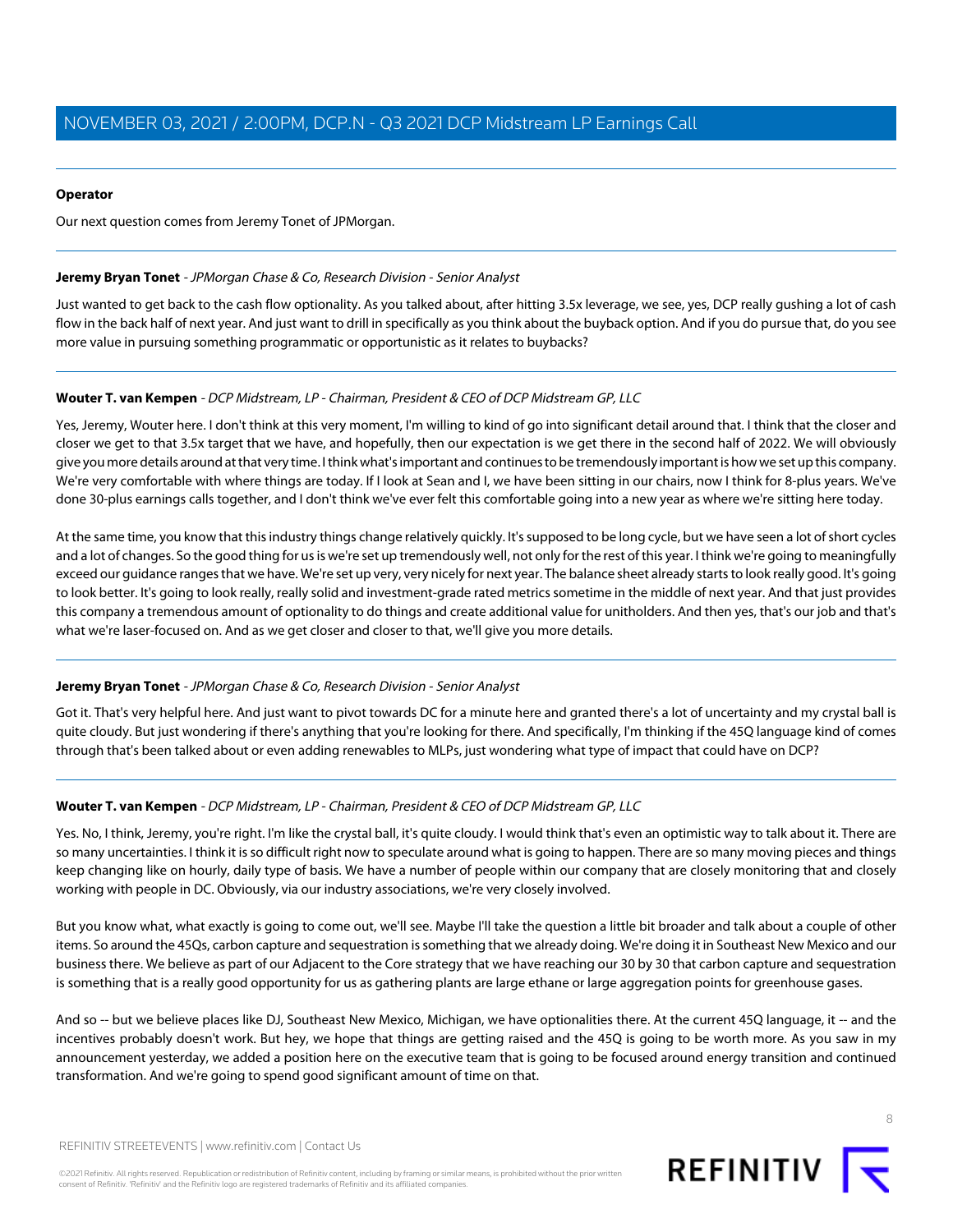**Operator**

Our next question comes from Jeremy Tonet of JPMorgan.

**Jeremy Bryan Tonet** - *JPMorgan Chase & Co, Research Division - Senior Analyst*

Just wanted to get back to the cash flow optionality. As you talked about, after hitting 3.5x leverage, we see, yes, DCP really gushing a lot of cash flow in the back half of next year. And just want to drill in specifically as you think about the buyback option. And if you do pursue that, do you see more value in pursuing something programmatic or opportunistic as it relates to buybacks?

**Wouter T. van Kempen** - *DCP Midstream, LP - Chairman, President & CEO of DCP Midstream GP, LLC*

Yes, Jeremy, Wouter here. I don't think at this very moment, I'm willing to kind of go into significant detail around that. I think that the closer and closer we get to that 3.5x target that we have, and hopefully, then our expectation is we get there in the second half of 2022. We will obviously give you more details around at that very time. I think what's important and continues to be tremendously important is how we set up this company. We're very comfortable with where things are today. If I look at Sean and I, we have been sitting in our chairs, now I think for 8-plus years. We've done 30-plus earnings calls together, and I don't think we've ever felt this comfortable going into a new year as where we're sitting here today.

At the same time, you know that this industry things change relatively quickly. It's supposed to be long cycle, but we have seen a lot of short cycles and a lot of changes. So the good thing for us is we're set up tremendously well, not only for the rest of this year. I think we're going to meaningfully exceed our guidance ranges that we have. We're set up very, very nicely for next year. The balance sheet already starts to look really good. It's going to look better. It's going to look really, really solid and investment-grade rated metrics sometime in the middle of next year. And that just provides this company a tremendous amount of optionality to do things and create additional value for unitholders. And then yes, that's our job and that's what we're laser-focused on. And as we get closer and closer to that, we'll give you more details.

**Jeremy Bryan Tonet** - *JPMorgan Chase & Co, Research Division - Senior Analyst*

Got it. That's very helpful here. And just want to pivot towards DC for a minute here and granted there's a lot of uncertainty and my crystal ball is quite cloudy. But just wondering if there's anything that you're looking for there. And specifically, I'm thinking if the 45Q language kind of comes through that's been talked about or even adding renewables to MLPs, just wondering what type of impact that could have on DCP?

**Wouter T. van Kempen** - *DCP Midstream, LP - Chairman, President & CEO of DCP Midstream GP, LLC*

Yes. No, I think, Jeremy, you're right. I'm like the crystal ball, it's quite cloudy. I would think that's even an optimistic way to talk about it. There are so many uncertainties. I think it is so difficult right now to speculate around what is going to happen. There are so many moving pieces and things keep changing like on hourly, daily type of basis. We have a number of people within our company that are closely monitoring that and closely working with people in DC. Obviously, via our industry associations, we're very closely involved.

But you know what, what exactly is going to come out, we'll see. Maybe I'll take the question a little bit broader and talk about a couple of other items. So around the 45Qs, carbon capture and sequestration is something that we already doing. We're doing it in Southeast New Mexico and our business there. We believe as part of our Adjacent to the Core strategy that we have reaching our 30 by 30 that carbon capture and sequestration is something that is a really good opportunity for us as gathering plants are large ethane or large aggregation points for greenhouse gases.

And so -- but we believe places like DJ, Southeast New Mexico, Michigan, we have optionalities there. At the current 45Q language, it -- and the incentives probably doesn't work. But hey, we hope that things are getting raised and the 45Q is going to be worth more. As you saw in my announcement yesterday, we added a position here on the executive team that is going to be focused around energy transition and continued transformation. And we're going to spend good significant amount of time on that.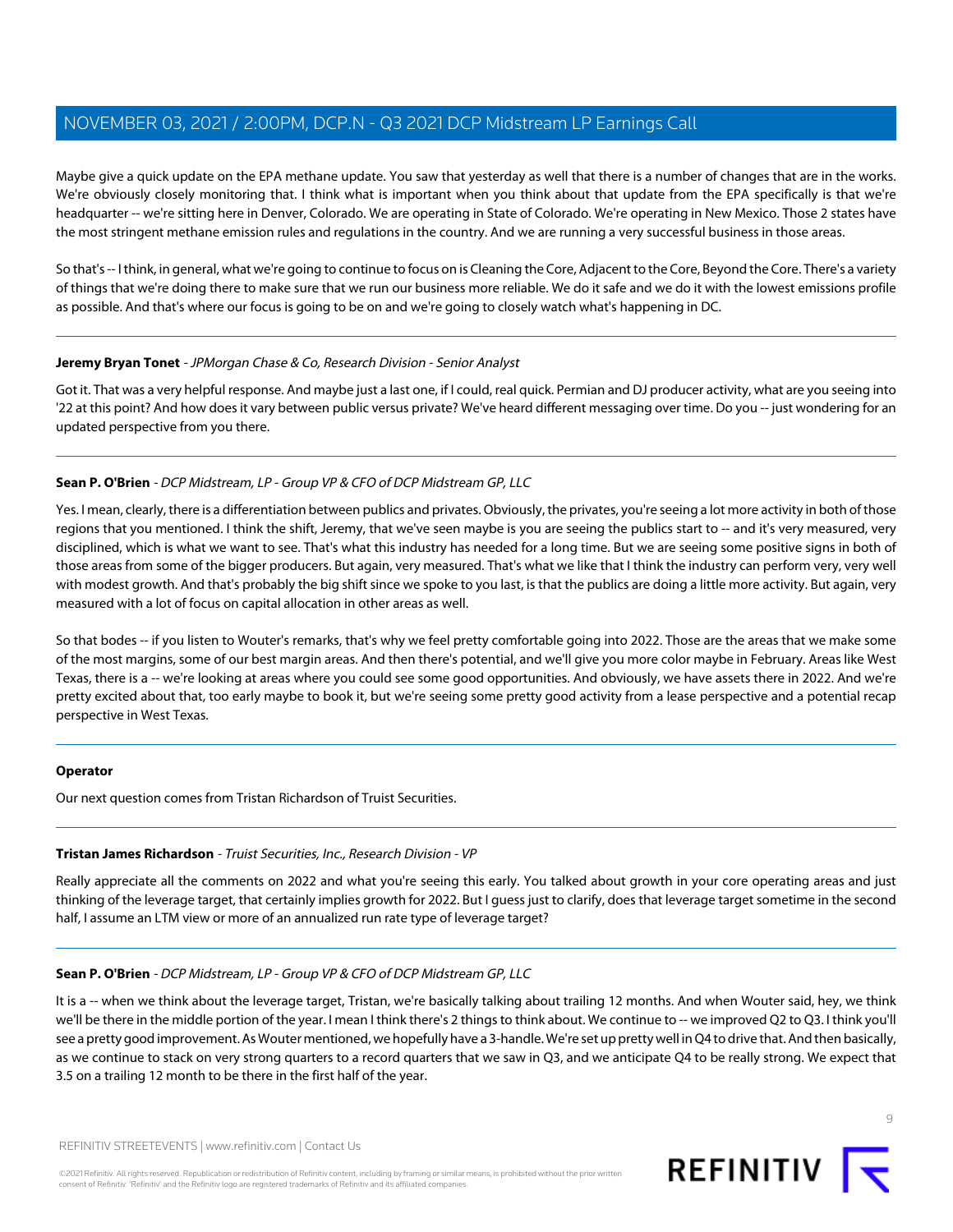Maybe give a quick update on the EPA methane update. You saw that yesterday as well that there is a number of changes that are in the works. We're obviously closely monitoring that. I think what is important when you think about that update from the EPA specifically is that we're headquarter -- we're sitting here in Denver, Colorado. We are operating in State of Colorado. We're operating in New Mexico. Those 2 states have the most stringent methane emission rules and regulations in the country. And we are running a very successful business in those areas.

So that's -- I think, in general, what we're going to continue to focus on is Cleaning the Core, Adjacent to the Core, Beyond the Core. There's a variety of things that we're doing there to make sure that we run our business more reliable. We do it safe and we do it with the lowest emissions profile as possible. And that's where our focus is going to be on and we're going to closely watch what's happening in DC.

---

**Jeremy Bryan Tonet** - *JPMorgan Chase & Co, Research Division - Senior Analyst*

Got it. That was a very helpful response. And maybe just a last one, if I could, real quick. Permian and DJ producer activity, what are you seeing into '22 at this point? And how does it vary between public versus private? We've heard different messaging over time. Do you -- just wondering for an updated perspective from you there.

---

**Sean P. O'Brien** - *DCP Midstream, LP - Group VP & CFO of DCP Midstream GP, LLC*

Yes. I mean, clearly, there is a differentiation between publics and privates. Obviously, the privates, you're seeing a lot more activity in both of those regions that you mentioned. I think the shift, Jeremy, that we've seen maybe is you are seeing the publics start to -- and it's very measured, very disciplined, which is what we want to see. That's what this industry has needed for a long time. But we are seeing some positive signs in both of those areas from some of the bigger producers. But again, very measured. That's what we like that I think the industry can perform very, very well with modest growth. And that's probably the big shift since we spoke to you last, is that the publics are doing a little more activity. But again, very measured with a lot of focus on capital allocation in other areas as well.

So that bodes -- if you listen to Wouter's remarks, that's why we feel pretty comfortable going into 2022. Those are the areas that we make some of the most margins, some of our best margin areas. And then there's potential, and we'll give you more color maybe in February. Areas like West Texas, there is a -- we're looking at areas where you could see some good opportunities. And obviously, we have assets there in 2022. And we're pretty excited about that, too early maybe to book it, but we're seeing some pretty good activity from a lease perspective and a potential recap perspective in West Texas.

---

**Operator**

Our next question comes from Tristan Richardson of Truist Securities.

---

**Tristan James Richardson** - *Truist Securities, Inc., Research Division - VP*

Really appreciate all the comments on 2022 and what you're seeing this early. You talked about growth in your core operating areas and just thinking of the leverage target, that certainly implies growth for 2022. But I guess just to clarify, does that leverage target sometime in the second half, I assume an LTM view or more of an annualized run rate type of leverage target?

---

**Sean P. O'Brien** - *DCP Midstream, LP - Group VP & CFO of DCP Midstream GP, LLC*

It is a -- when we think about the leverage target, Tristan, we're basically talking about trailing 12 months. And when Wouter said, hey, we think we'll be there in the middle portion of the year. I mean I think there's 2 things to think about. We continue to -- we improved Q2 to Q3. I think you'll see a pretty good improvement. As Wouter mentioned, we hopefully have a 3-handle. We're set up pretty well in Q4 to drive that. And then basically, as we continue to stack on very strong quarters to a record quarters that we saw in Q3, and we anticipate Q4 to be really strong. We expect that 3.5 on a trailing 12 month to be there in the first half of the year.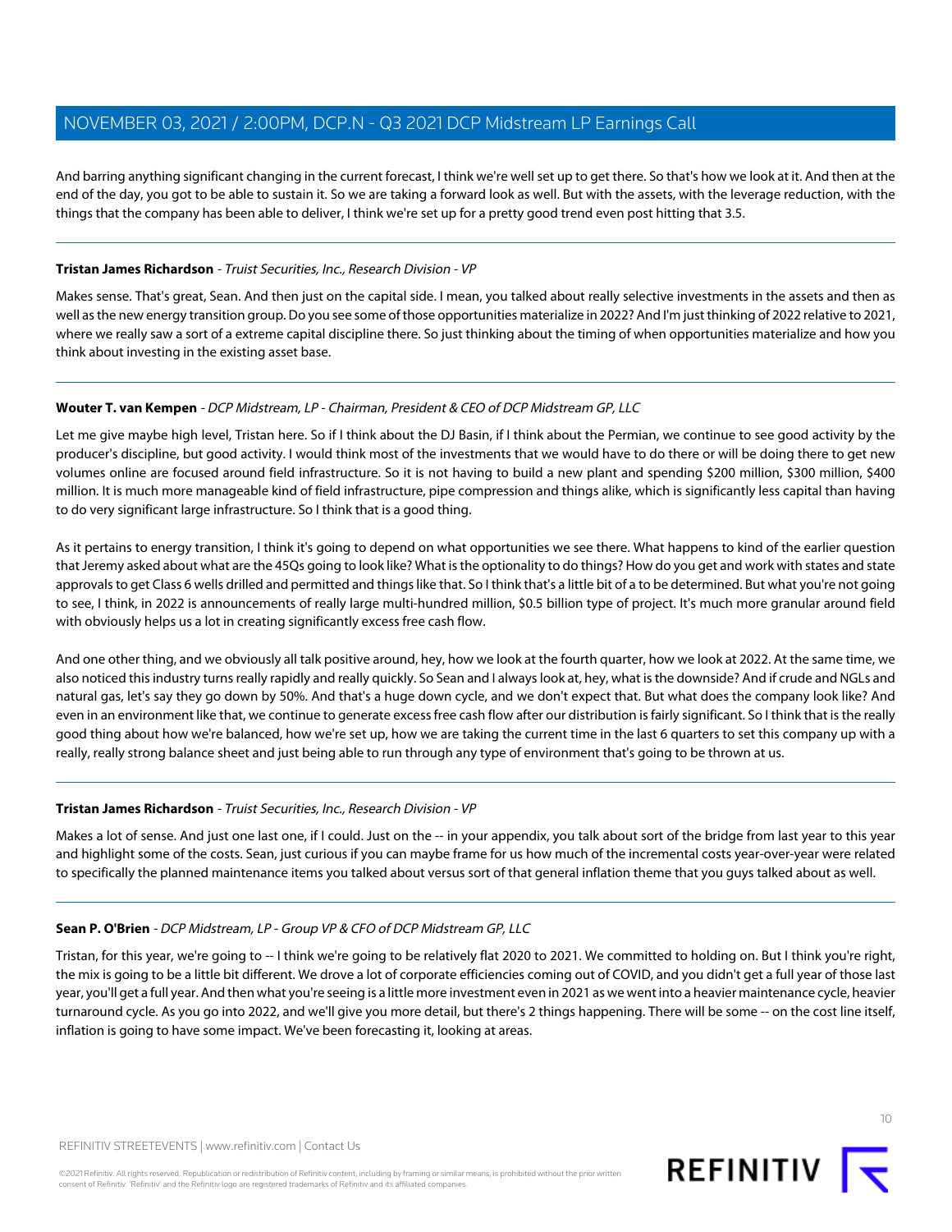And barring anything significant changing in the current forecast, I think we're well set up to get there. So that's how we look at it. And then at the end of the day, you got to be able to sustain it. So we are taking a forward look as well. But with the assets, with the leverage reduction, with the things that the company has been able to deliver, I think we're set up for a pretty good trend even post hitting that 3.5.

---

**Tristan James Richardson** - *Truist Securities, Inc., Research Division - VP*

Makes sense. That's great, Sean. And then just on the capital side. I mean, you talked about really selective investments in the assets and then as well as the new energy transition group. Do you see some of those opportunities materialize in 2022? And I'm just thinking of 2022 relative to 2021, where we really saw a sort of a extreme capital discipline there. So just thinking about the timing of when opportunities materialize and how you think about investing in the existing asset base.

---

**Wouter T. van Kempen** - *DCP Midstream, LP - Chairman, President & CEO of DCP Midstream GP, LLC*

Let me give maybe high level, Tristan here. So if I think about the DJ Basin, if I think about the Permian, we continue to see good activity by the producer's discipline, but good activity. I would think most of the investments that we would have to do there or will be doing there to get new volumes online are focused around field infrastructure. So it is not having to build a new plant and spending $200 million, $300 million, $400 million. It is much more manageable kind of field infrastructure, pipe compression and things alike, which is significantly less capital than having to do very significant large infrastructure. So I think that is a good thing.

As it pertains to energy transition, I think it's going to depend on what opportunities we see there. What happens to kind of the earlier question that Jeremy asked about what are the 45Qs going to look like? What is the optionality to do things? How do you get and work with states and state approvals to get Class 6 wells drilled and permitted and things like that. So I think that's a little bit of a to be determined. But what you're not going to see, I think, in 2022 is announcements of really large multi-hundred million, $0.5 billion type of project. It's much more granular around field with obviously helps us a lot in creating significantly excess free cash flow.

And one other thing, and we obviously all talk positive around, hey, how we look at the fourth quarter, how we look at 2022. At the same time, we also noticed this industry turns really rapidly and really quickly. So Sean and I always look at, hey, what is the downside? And if crude and NGLs and natural gas, let's say they go down by 50%. And that's a huge down cycle, and we don't expect that. But what does the company look like? And even in an environment like that, we continue to generate excess free cash flow after our distribution is fairly significant. So I think that is the really good thing about how we're balanced, how we're set up, how we are taking the current time in the last 6 quarters to set this company up with a really, really strong balance sheet and just being able to run through any type of environment that's going to be thrown at us.

---

**Tristan James Richardson** - *Truist Securities, Inc., Research Division - VP*

Makes a lot of sense. And just one last one, if I could. Just on the -- in your appendix, you talk about sort of the bridge from last year to this year and highlight some of the costs. Sean, just curious if you can maybe frame for us how much of the incremental costs year-over-year were related to specifically the planned maintenance items you talked about versus sort of that general inflation theme that you guys talked about as well.

---

**Sean P. O'Brien** - *DCP Midstream, LP - Group VP & CFO of DCP Midstream GP, LLC*

Tristan, for this year, we're going to -- I think we're going to be relatively flat 2020 to 2021. We committed to holding on. But I think you're right, the mix is going to be a little bit different. We drove a lot of corporate efficiencies coming out of COVID, and you didn't get a full year of those last year, you'll get a full year. And then what you're seeing is a little more investment even in 2021 as we went into a heavier maintenance cycle, heavier turnaround cycle. As you go into 2022, and we'll give you more detail, but there's 2 things happening. There will be some -- on the cost line itself, inflation is going to have some impact. We've been forecasting it, looking at areas.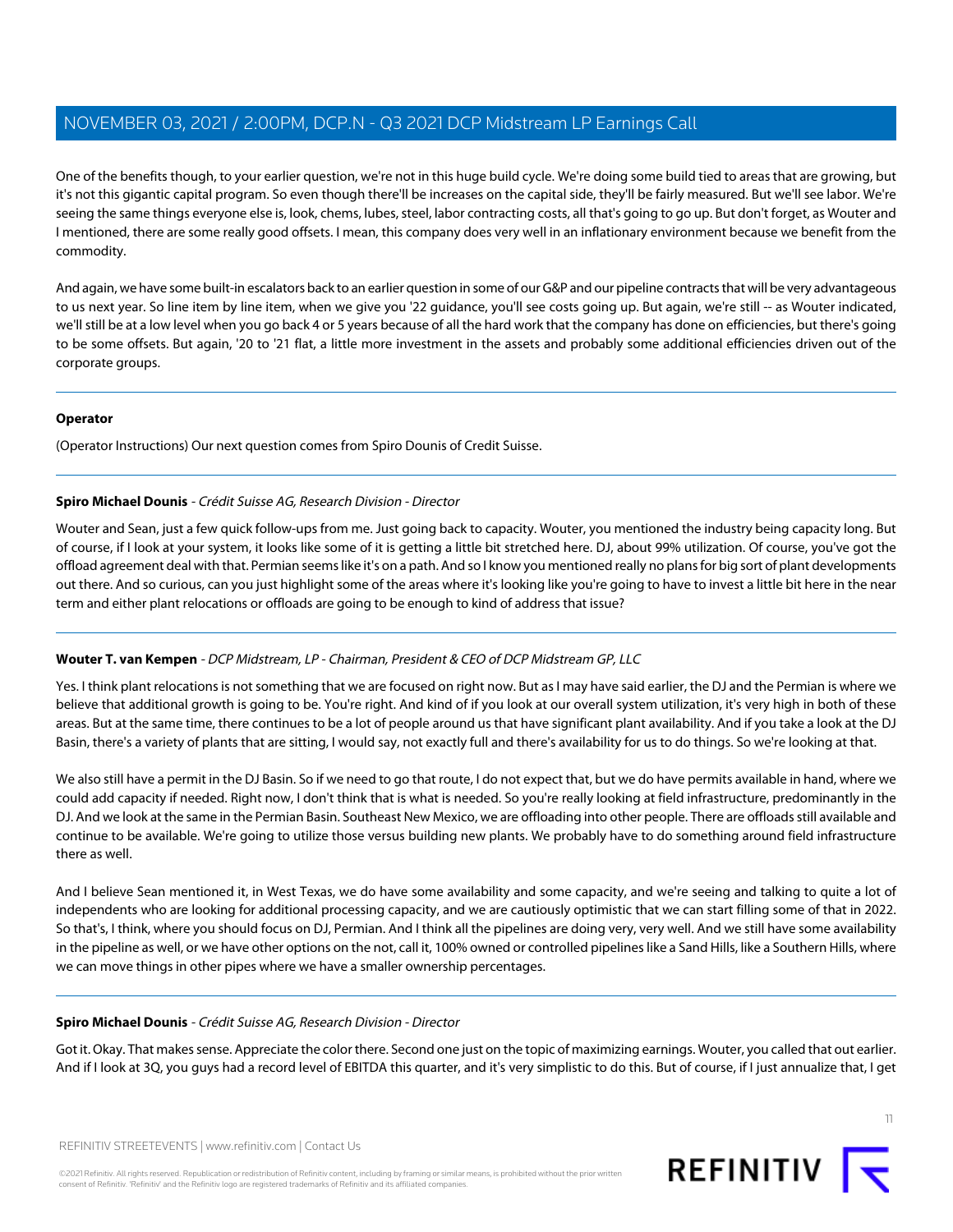One of the benefits though, to your earlier question, we're not in this huge build cycle. We're doing some build tied to areas that are growing, but it's not this gigantic capital program. So even though there'll be increases on the capital side, they'll be fairly measured. But we'll see labor. We're seeing the same things everyone else is, look, chems, lubes, steel, labor contracting costs, all that's going to go up. But don't forget, as Wouter and I mentioned, there are some really good offsets. I mean, this company does very well in an inflationary environment because we benefit from the commodity.

And again, we have some built-in escalators back to an earlier question in some of our G&P and our pipeline contracts that will be very advantageous to us next year. So line item by line item, when we give you '22 guidance, you'll see costs going up. But again, we're still -- as Wouter indicated, we'll still be at a low level when you go back 4 or 5 years because of all the hard work that the company has done on efficiencies, but there's going to be some offsets. But again, '20 to '21 flat, a little more investment in the assets and probably some additional efficiencies driven out of the corporate groups.

---

**Operator**

(Operator Instructions) Our next question comes from Spiro Dounis of Credit Suisse.

---

**Spiro Michael Dounis** - *Crédit Suisse AG, Research Division - Director*

Wouter and Sean, just a few quick follow-ups from me. Just going back to capacity. Wouter, you mentioned the industry being capacity long. But of course, if I look at your system, it looks like some of it is getting a little bit stretched here. DJ, about 99% utilization. Of course, you've got the offload agreement deal with that. Permian seems like it's on a path. And so I know you mentioned really no plans for big sort of plant developments out there. And so curious, can you just highlight some of the areas where it's looking like you're going to have to invest a little bit here in the near term and either plant relocations or offloads are going to be enough to kind of address that issue?

---

**Wouter T. van Kempen** - *DCP Midstream, LP - Chairman, President & CEO of DCP Midstream GP, LLC*

Yes. I think plant relocations is not something that we are focused on right now. But as I may have said earlier, the DJ and the Permian is where we believe that additional growth is going to be. You're right. And kind of if you look at our overall system utilization, it's very high in both of these areas. But at the same time, there continues to be a lot of people around us that have significant plant availability. And if you take a look at the DJ Basin, there's a variety of plants that are sitting, I would say, not exactly full and there's availability for us to do things. So we're looking at that.

We also still have a permit in the DJ Basin. So if we need to go that route, I do not expect that, but we do have permits available in hand, where we could add capacity if needed. Right now, I don't think that is what is needed. So you're really looking at field infrastructure, predominantly in the DJ. And we look at the same in the Permian Basin. Southeast New Mexico, we are offloading into other people. There are offloads still available and continue to be available. We're going to utilize those versus building new plants. We probably have to do something around field infrastructure there as well.

And I believe Sean mentioned it, in West Texas, we do have some availability and some capacity, and we're seeing and talking to quite a lot of independents who are looking for additional processing capacity, and we are cautiously optimistic that we can start filling some of that in 2022. So that's, I think, where you should focus on DJ, Permian. And I think all the pipelines are doing very, very well. And we still have some availability in the pipeline as well, or we have other options on the not, call it, 100% owned or controlled pipelines like a Sand Hills, like a Southern Hills, where we can move things in other pipes where we have a smaller ownership percentages.

---

**Spiro Michael Dounis** - *Crédit Suisse AG, Research Division - Director*

Got it. Okay. That makes sense. Appreciate the color there. Second one just on the topic of maximizing earnings. Wouter, you called that out earlier. And if I look at 3Q, you guys had a record level of EBITDA this quarter, and it's very simplistic to do this. But of course, if I just annualize that, I get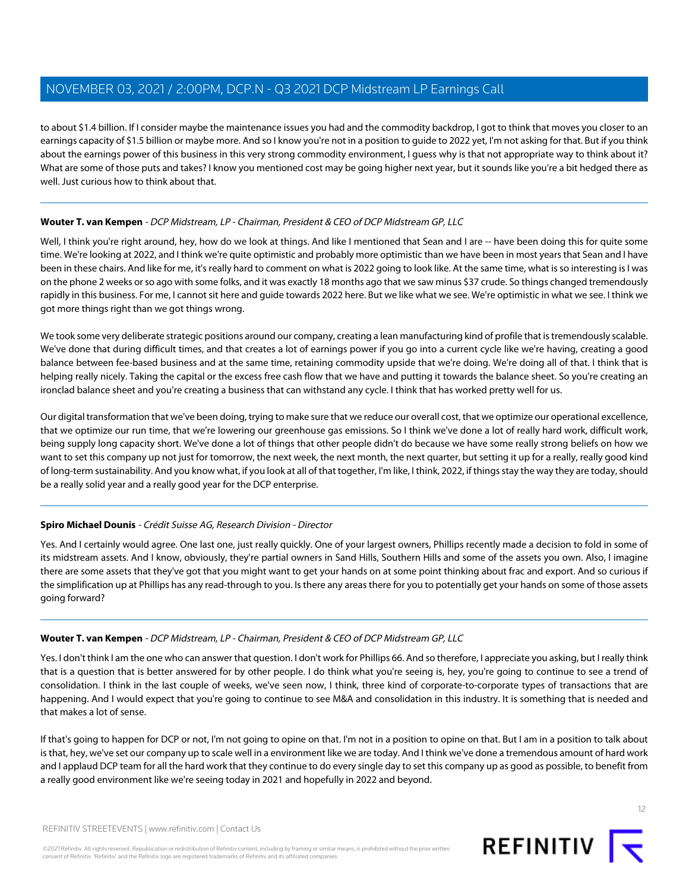to about $1.4 billion. If I consider maybe the maintenance issues you had and the commodity backdrop, I got to think that moves you closer to an earnings capacity of $1.5 billion or maybe more. And so I know you're not in a position to guide to 2022 yet, I'm not asking for that. But if you think about the earnings power of this business in this very strong commodity environment, I guess why is that not appropriate way to think about it? What are some of those puts and takes? I know you mentioned cost may be going higher next year, but it sounds like you're a bit hedged there as well. Just curious how to think about that.

---

**Wouter T. van Kempen** - *DCP Midstream, LP - Chairman, President & CEO of DCP Midstream GP, LLC*

Well, I think you're right around, hey, how do we look at things. And like I mentioned that Sean and I are -- have been doing this for quite some time. We're looking at 2022, and I think we're quite optimistic and probably more optimistic than we have been in most years that Sean and I have been in these chairs. And like for me, it's really hard to comment on what is 2022 going to look like. At the same time, what is so interesting is I was on the phone 2 weeks or so ago with some folks, and it was exactly 18 months ago that we saw minus $37 crude. So things changed tremendously rapidly in this business. For me, I cannot sit here and guide towards 2022 here. But we like what we see. We're optimistic in what we see. I think we got more things right than we got things wrong.

We took some very deliberate strategic positions around our company, creating a lean manufacturing kind of profile that is tremendously scalable. We've done that during difficult times, and that creates a lot of earnings power if you go into a current cycle like we're having, creating a good balance between fee-based business and at the same time, retaining commodity upside that we're doing. We're doing all of that. I think that is helping really nicely. Taking the capital or the excess free cash flow that we have and putting it towards the balance sheet. So you're creating an ironclad balance sheet and you're creating a business that can withstand any cycle. I think that has worked pretty well for us.

Our digital transformation that we've been doing, trying to make sure that we reduce our overall cost, that we optimize our operational excellence, that we optimize our run time, that we're lowering our greenhouse gas emissions. So I think we've done a lot of really hard work, difficult work, being supply long capacity short. We've done a lot of things that other people didn't do because we have some really strong beliefs on how we want to set this company up not just for tomorrow, the next week, the next month, the next quarter, but setting it up for a really, really good kind of long-term sustainability. And you know what, if you look at all of that together, I'm like, I think, 2022, if things stay the way they are today, should be a really solid year and a really good year for the DCP enterprise.

---

**Spiro Michael Dounis** - *Crédit Suisse AG, Research Division - Director*

Yes. And I certainly would agree. One last one, just really quickly. One of your largest owners, Phillips recently made a decision to fold in some of its midstream assets. And I know, obviously, they're partial owners in Sand Hills, Southern Hills and some of the assets you own. Also, I imagine there are some assets that they've got that you might want to get your hands on at some point thinking about frac and export. And so curious if the simplification up at Phillips has any read-through to you. Is there any areas there for you to potentially get your hands on some of those assets going forward?

---

**Wouter T. van Kempen** - *DCP Midstream, LP - Chairman, President & CEO of DCP Midstream GP, LLC*

Yes. I don't think I am the one who can answer that question. I don't work for Phillips 66. And so therefore, I appreciate you asking, but I really think that is a question that is better answered for by other people. I do think what you're seeing is, hey, you're going to continue to see a trend of consolidation. I think in the last couple of weeks, we've seen now, I think, three kind of corporate-to-corporate types of transactions that are happening. And I would expect that you're going to continue to see M&A and consolidation in this industry. It is something that is needed and that makes a lot of sense.

If that's going to happen for DCP or not, I'm not going to opine on that. I'm not in a position to opine on that. But I am in a position to talk about is that, hey, we've set our company up to scale well in a environment like we are today. And I think we've done a tremendous amount of hard work and I applaud DCP team for all the hard work that they continue to do every single day to set this company up as good as possible, to benefit from a really good environment like we're seeing today in 2021 and hopefully in 2022 and beyond.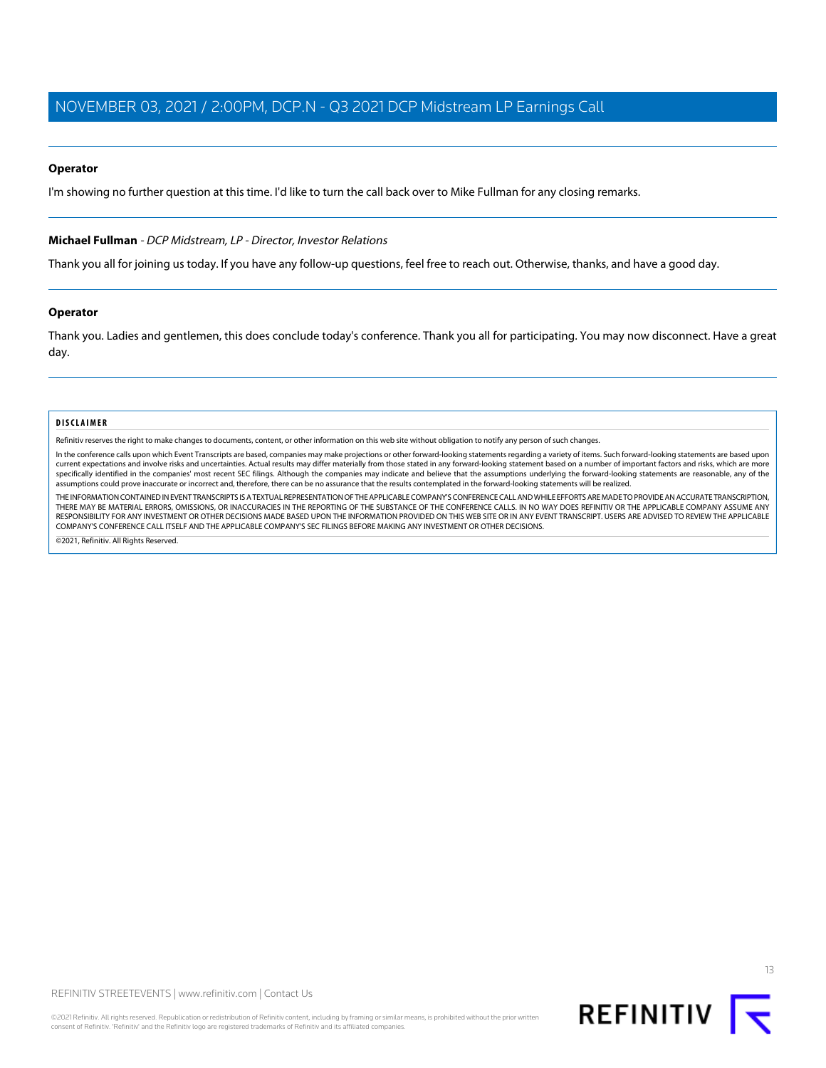**Operator**

I'm showing no further question at this time. I'd like to turn the call back over to Mike Fullman for any closing remarks.

---

**Michael Fullman** - *DCP Midstream, LP - Director, Investor Relations*

Thank you all for joining us today. If you have any follow-up questions, feel free to reach out. Otherwise, thanks, and have a good day.

---

**Operator**

Thank you. Ladies and gentlemen, this does conclude today's conference. Thank you all for participating. You may now disconnect. Have a great day.

---

**DISCLAIMER**

Refinitiv reserves the right to make changes to documents, content, or other information on this web site without obligation to notify any person of such changes.

In the conference calls upon which Event Transcripts are based, companies may make projections or other forward-looking statements regarding a variety of items. Such forward-looking statements are based upon current expectations and involve risks and uncertainties. Actual results may differ materially from those stated in any forward-looking statement based on a number of important factors and risks, which are more specifically identified in the companies' most recent SEC filings. Although the companies may indicate and believe that the assumptions underlying the forward-looking statements are reasonable, any of the assumptions could prove inaccurate or incorrect and, therefore, there can be no assurance that the results contemplated in the forward-looking statements will be realized.

THE INFORMATION CONTAINED IN EVENT TRANSCRIPTS IS A TEXTUAL REPRESENTATION OF THE APPLICABLE COMPANY'S CONFERENCE CALL AND WHILE EFFORTS ARE MADE TO PROVIDE AN ACCURATE TRANSCRIPTION, THERE MAY BE MATERIAL ERRORS, OMISSIONS, OR INACCURACIES IN THE REPORTING OF THE SUBSTANCE OF THE CONFERENCE CALLS. IN NO WAY DOES REFINITIV OR THE APPLICABLE COMPANY ASSUME ANY RESPONSIBILITY FOR ANY INVESTMENT OR OTHER DECISIONS MADE BASED UPON THE INFORMATION PROVIDED ON THIS WEB SITE OR IN ANY EVENT TRANSCRIPT. USERS ARE ADVISED TO REVIEW THE APPLICABLE COMPANY'S CONFERENCE CALL ITSELF AND THE APPLICABLE COMPANY'S SEC FILINGS BEFORE MAKING ANY INVESTMENT OR OTHER DECISIONS.

©2021, Refinitiv. All Rights Reserved.